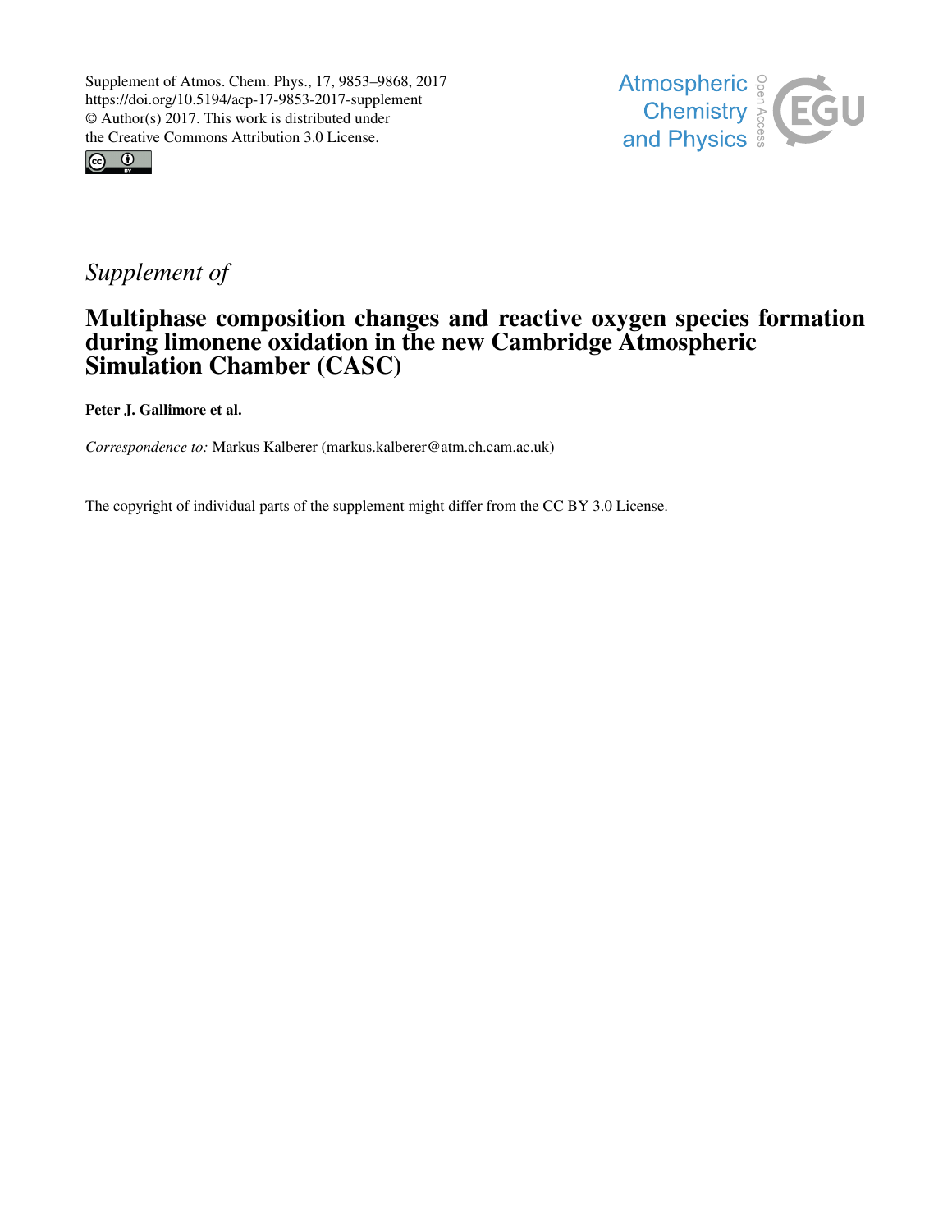Supplement of Atmos. Chem. Phys., 17, 9853–9868, 2017
https://doi.org/10.5194/acp-17-9853-2017-supplement
© Author(s) 2017. This work is distributed under
the Creative Commons Attribution 3.0 License.

*Supplement of*

# Multiphase composition changes and reactive oxygen species formation during limonene oxidation in the new Cambridge Atmospheric Simulation Chamber (CASC)

**Peter J. Gallimore et al.**

*Correspondence to:* Markus Kalberer (markus.kalberer@atm.ch.cam.ac.uk)

The copyright of individual parts of the supplement might differ from the CC BY 3.0 License.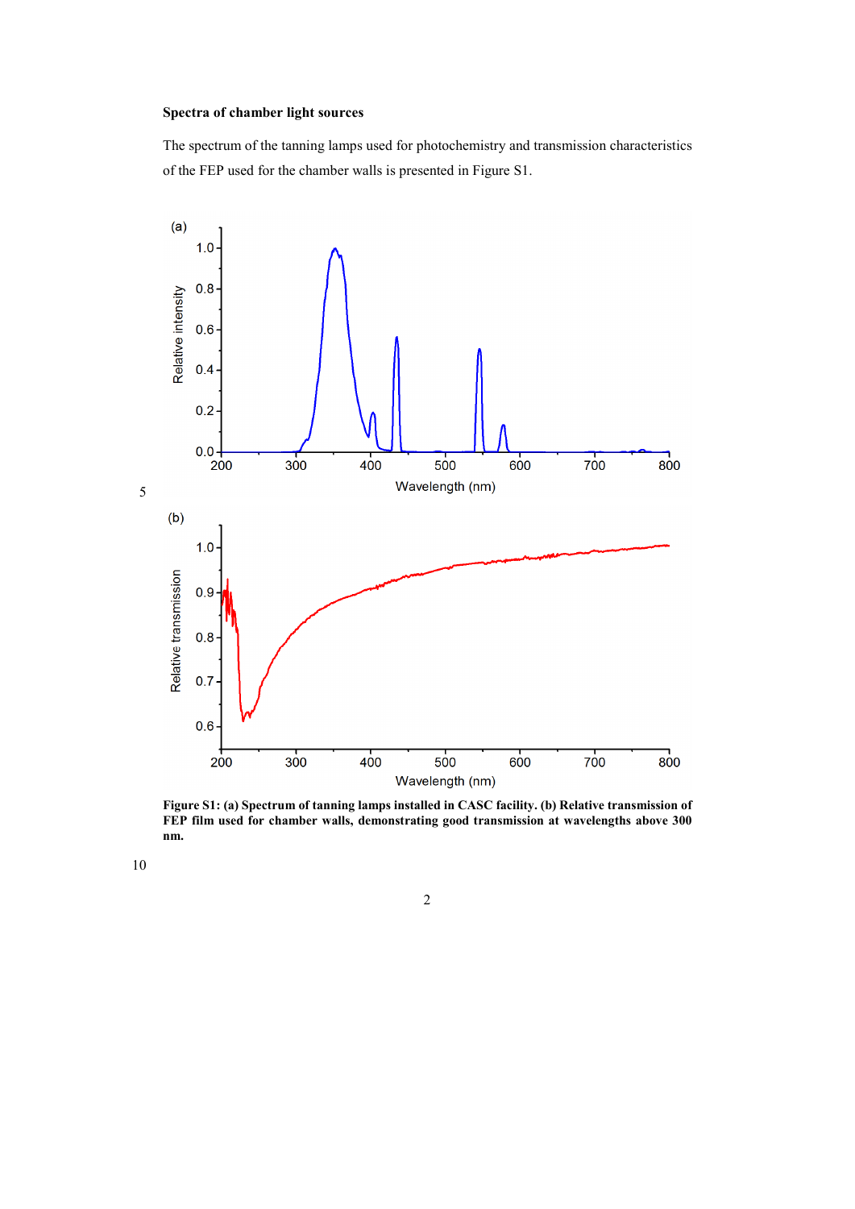**Spectra of chamber light sources**

The spectrum of the tanning lamps used for photochemistry and transmission characteristics of the FEP used for the chamber walls is presented in Figure S1.

**Figure S1: (a) Spectrum of tanning lamps installed in CASC facility. (b) Relative transmission of FEP film used for chamber walls, demonstrating good transmission at wavelengths above 300 nm.**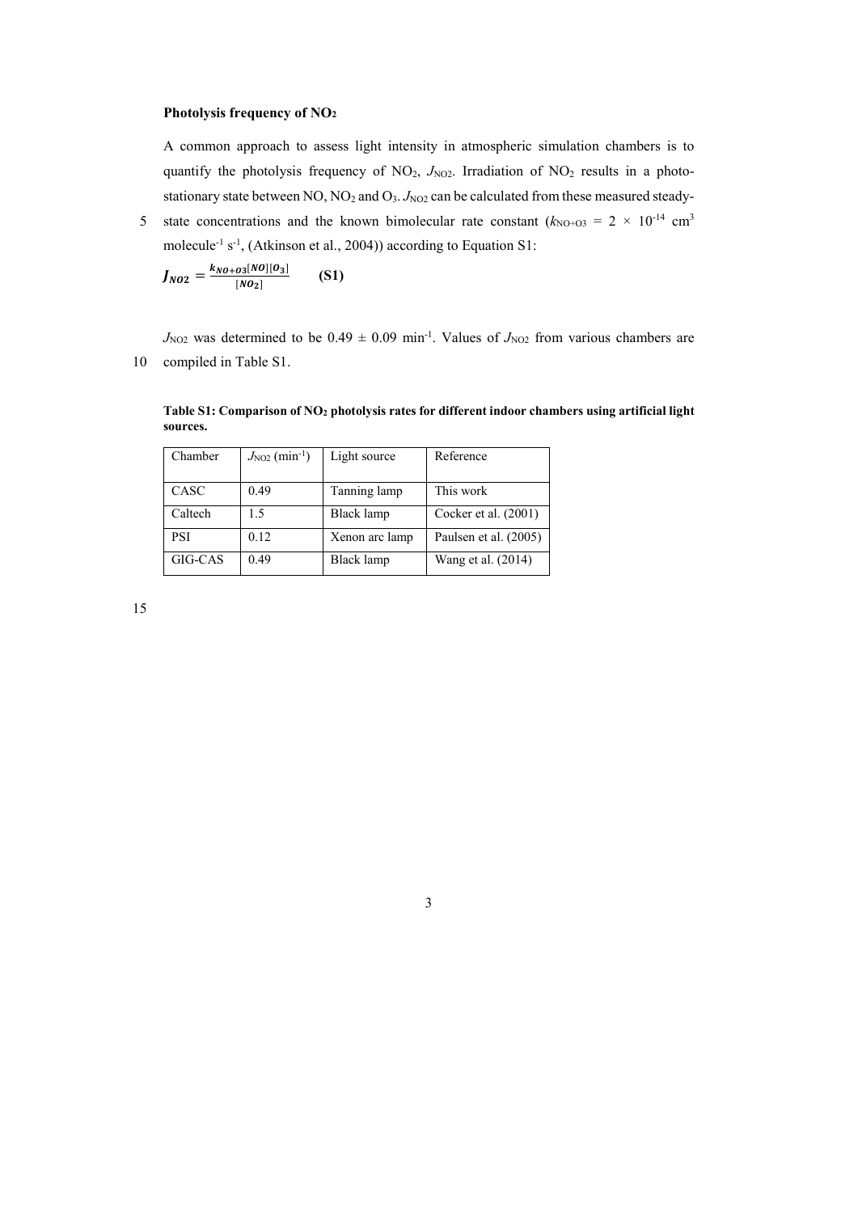### Photolysis frequency of $NO_2$

A common approach to assess light intensity in atmospheric simulation chambers is to quantify the photolysis frequency of $NO_2$, $J_{NO2}$. Irradiation of $NO_2$ results in a photo-stationary state between NO, $NO_2$ and $O_3$. $J_{NO2}$ can be calculated from these measured steady-state concentrations and the known bimolecular rate constant ($k_{NO+O3} = 2 \times 10^{-14}$ cm$^3$ molecule$^{-1}$ s$^{-1}$, (Atkinson et al., 2004)) according to Equation S1:

$$J_{NO2} = \frac{k_{NO+O3}[NO][O_3]}{[NO_2]} \qquad \textbf{(S1)}$$

$J_{NO2}$ was determined to be $0.49 \pm 0.09$ min$^{-1}$. Values of $J_{NO2}$ from various chambers are compiled in Table S1.

**Table S1: Comparison of $NO_2$ photolysis rates for different indoor chambers using artificial light sources.**

| Chamber | $J_{NO2}$ (min$^{-1}$) | Light source | Reference |
|---|---|---|---|
| CASC | 0.49 | Tanning lamp | This work |
| Caltech | 1.5 | Black lamp | Cocker et al. (2001) |
| PSI | 0.12 | Xenon arc lamp | Paulsen et al. (2005) |
| GIG-CAS | 0.49 | Black lamp | Wang et al. (2014) |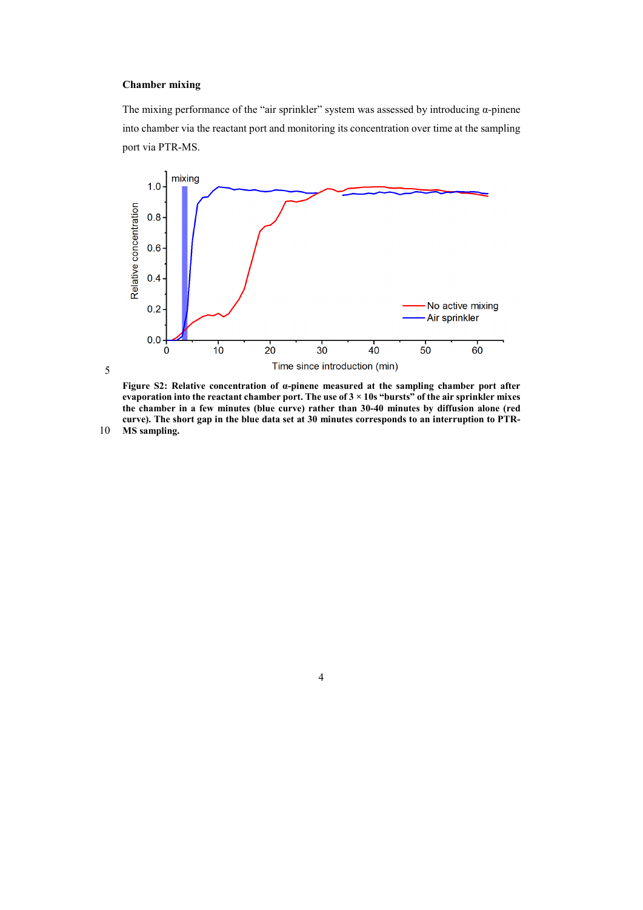**Chamber mixing**

The mixing performance of the "air sprinkler" system was assessed by introducing α-pinene into chamber via the reactant port and monitoring its concentration over time at the sampling port via PTR-MS.

**Figure S2: Relative concentration of α-pinene measured at the sampling chamber port after evaporation into the reactant chamber port. The use of 3 × 10s "bursts" of the air sprinkler mixes the chamber in a few minutes (blue curve) rather than 30-40 minutes by diffusion alone (red curve). The short gap in the blue data set at 30 minutes corresponds to an interruption to PTR-MS sampling.**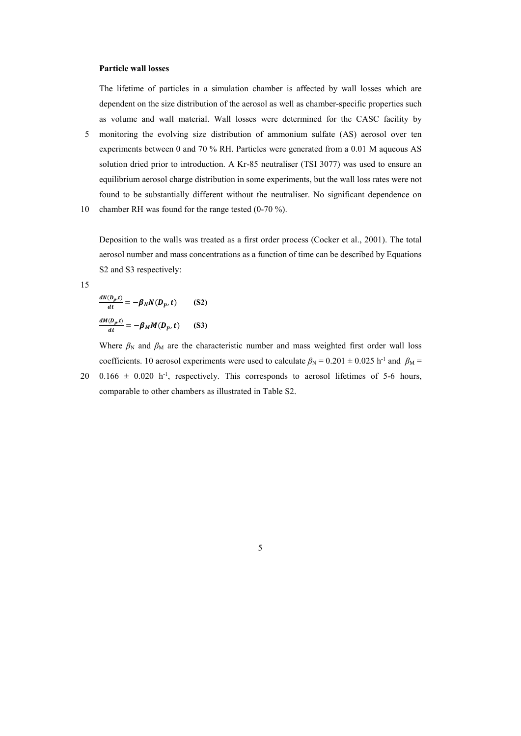**Particle wall losses**

The lifetime of particles in a simulation chamber is affected by wall losses which are dependent on the size distribution of the aerosol as well as chamber-specific properties such as volume and wall material. Wall losses were determined for the CASC facility by monitoring the evolving size distribution of ammonium sulfate (AS) aerosol over ten experiments between 0 and 70 % RH. Particles were generated from a 0.01 M aqueous AS solution dried prior to introduction. A Kr-85 neutraliser (TSI 3077) was used to ensure an equilibrium aerosol charge distribution in some experiments, but the wall loss rates were not found to be substantially different without the neutraliser. No significant dependence on chamber RH was found for the range tested (0-70 %).

Deposition to the walls was treated as a first order process (Cocker et al., 2001). The total aerosol number and mass concentrations as a function of time can be described by Equations S2 and S3 respectively:

$$\frac{dN(D_p,t)}{dt} = -\beta_N N(D_p,t) \qquad \textbf{(S2)}$$

$$\frac{dM(D_p,t)}{dt} = -\beta_M M(D_p,t) \qquad \textbf{(S3)}$$

Where $\beta_N$ and $\beta_M$ are the characteristic number and mass weighted first order wall loss coefficients. 10 aerosol experiments were used to calculate $\beta_N = 0.201 \pm 0.025$ h$^{-1}$ and $\beta_M = 0.166 \pm 0.020$ h$^{-1}$, respectively. This corresponds to aerosol lifetimes of 5-6 hours, comparable to other chambers as illustrated in Table S2.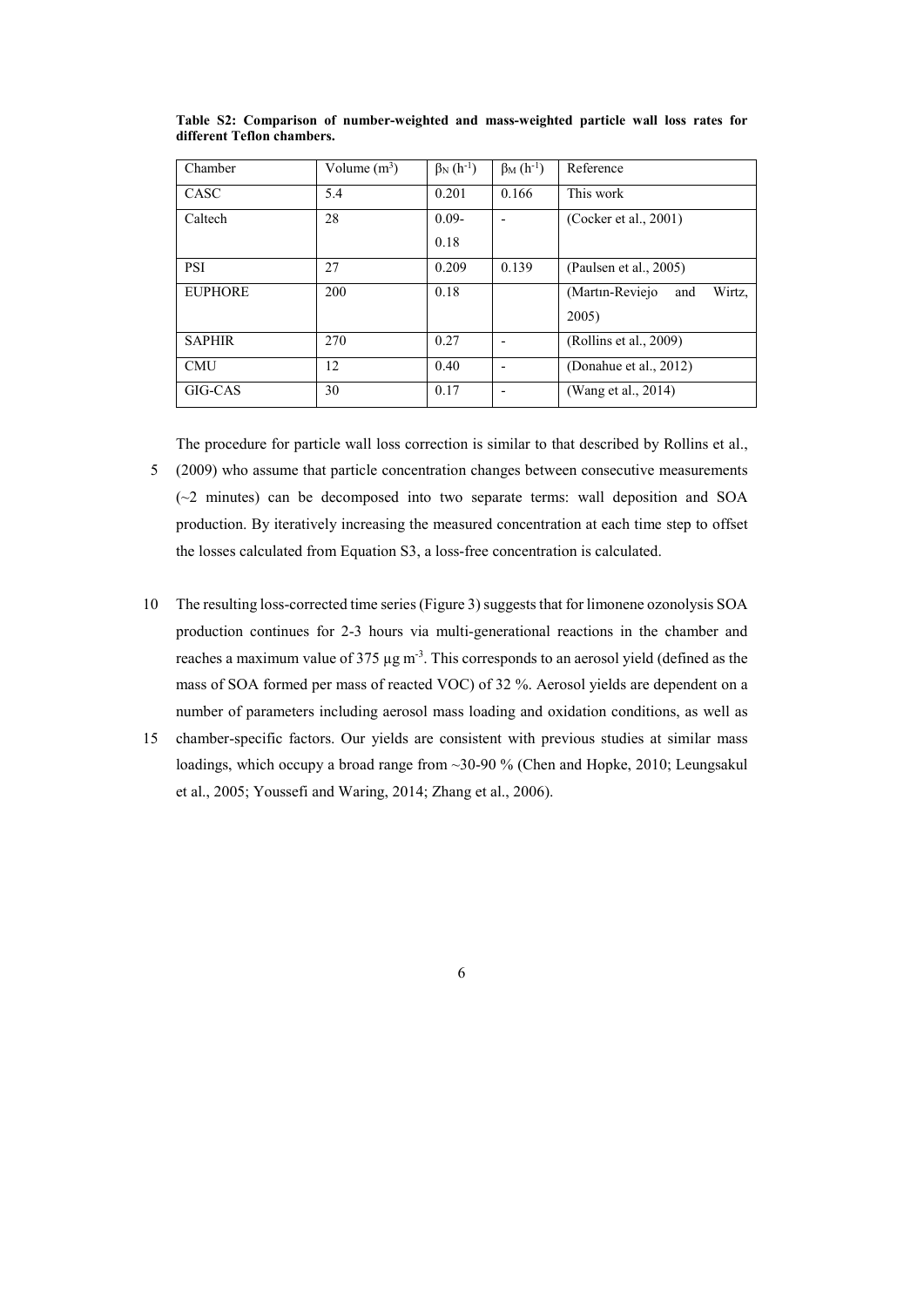**Table S2: Comparison of number-weighted and mass-weighted particle wall loss rates for different Teflon chambers.**

| Chamber | Volume ($m^3$) | $\beta_N$ ($h^{-1}$) | $\beta_M$ ($h^{-1}$) | Reference |
|---|---|---|---|---|
| CASC | 5.4 | 0.201 | 0.166 | This work |
| Caltech | 28 | 0.09-0.18 | - | (Cocker et al., 2001) |
| PSI | 27 | 0.209 | 0.139 | (Paulsen et al., 2005) |
| EUPHORE | 200 | 0.18 | | (Martın-Reviejo and Wirtz, 2005) |
| SAPHIR | 270 | 0.27 | - | (Rollins et al., 2009) |
| CMU | 12 | 0.40 | - | (Donahue et al., 2012) |
| GIG-CAS | 30 | 0.17 | - | (Wang et al., 2014) |

The procedure for particle wall loss correction is similar to that described by Rollins et al., (2009) who assume that particle concentration changes between consecutive measurements (~2 minutes) can be decomposed into two separate terms: wall deposition and SOA production. By iteratively increasing the measured concentration at each time step to offset the losses calculated from Equation S3, a loss-free concentration is calculated.

The resulting loss-corrected time series (Figure 3) suggests that for limonene ozonolysis SOA production continues for 2-3 hours via multi-generational reactions in the chamber and reaches a maximum value of 375 µg $m^{-3}$. This corresponds to an aerosol yield (defined as the mass of SOA formed per mass of reacted VOC) of 32 %. Aerosol yields are dependent on a number of parameters including aerosol mass loading and oxidation conditions, as well as chamber-specific factors. Our yields are consistent with previous studies at similar mass loadings, which occupy a broad range from ~30-90 % (Chen and Hopke, 2010; Leungsakul et al., 2005; Youssefi and Waring, 2014; Zhang et al., 2006).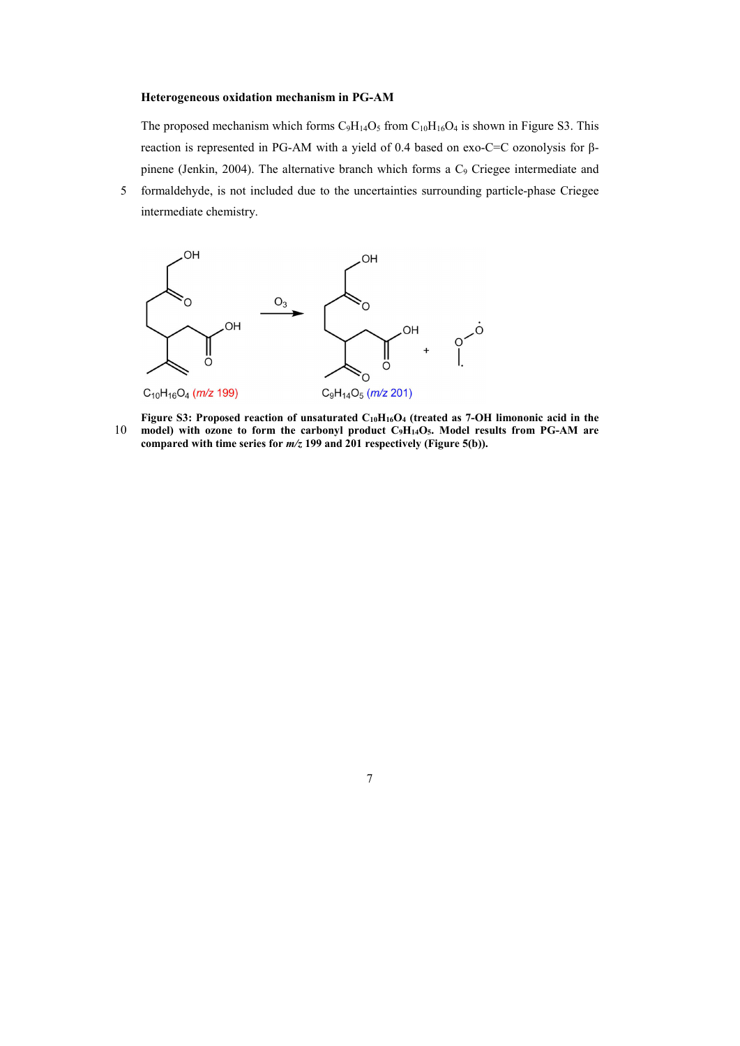**Heterogeneous oxidation mechanism in PG-AM**

The proposed mechanism which forms $C_9H_{14}O_5$ from $C_{10}H_{16}O_4$ is shown in Figure S3. This reaction is represented in PG-AM with a yield of 0.4 based on exo-C=C ozonolysis for β-pinene (Jenkin, 2004). The alternative branch which forms a $C_9$ Criegee intermediate and formaldehyde, is not included due to the uncertainties surrounding particle-phase Criegee intermediate chemistry.

$C_{10}H_{16}O_4$ (*m/z* 199) $\xrightarrow{O_3}$ $C_9H_{14}O_5$ (*m/z* 201) + $\cdot CH_2OO\cdot$

**Figure S3: Proposed reaction of unsaturated $C_{10}H_{16}O_4$ (treated as 7-OH limononic acid in the model) with ozone to form the carbonyl product $C_9H_{14}O_5$. Model results from PG-AM are compared with time series for *m/z* 199 and 201 respectively (Figure 5(b)).**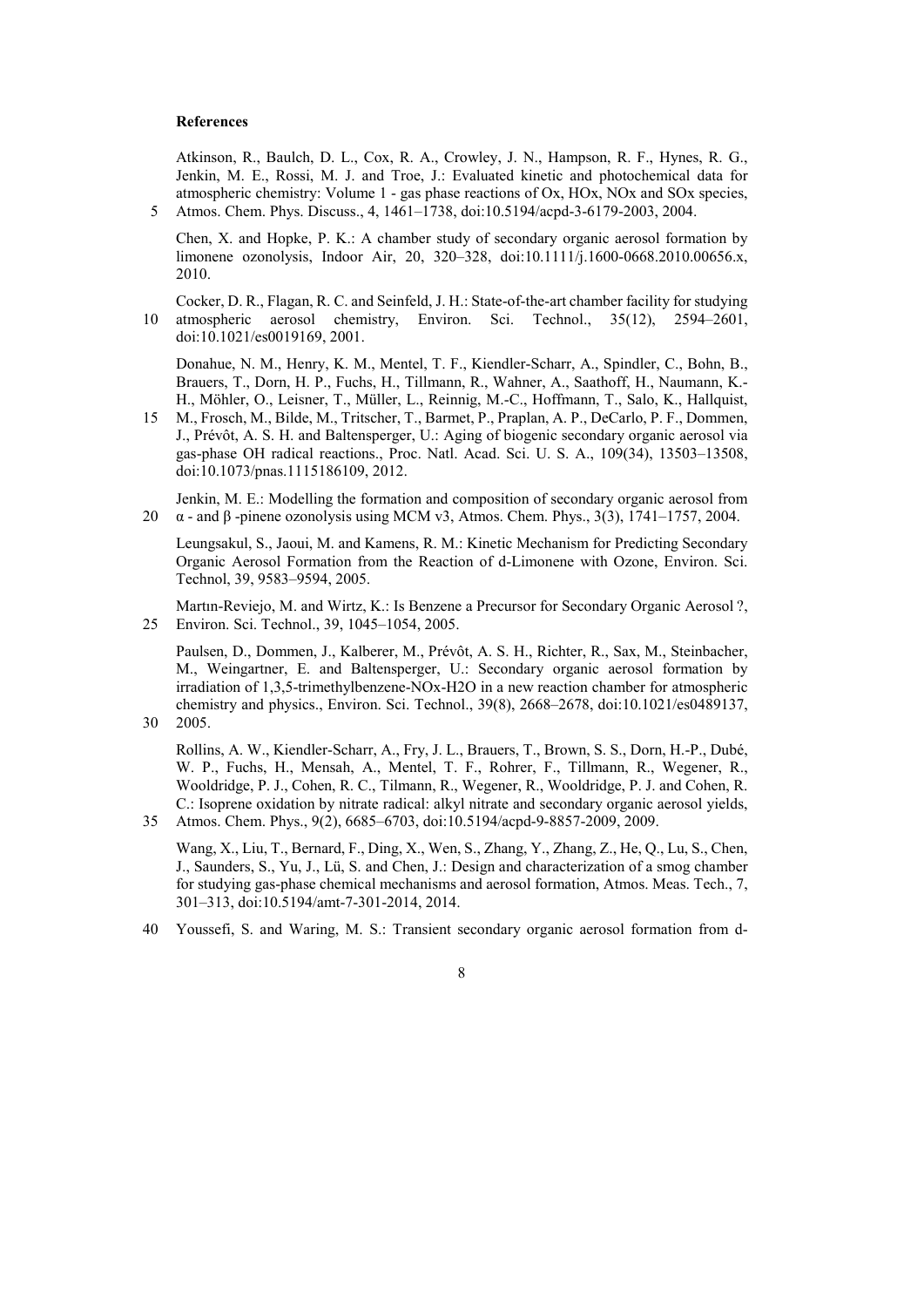**References**

Atkinson, R., Baulch, D. L., Cox, R. A., Crowley, J. N., Hampson, R. F., Hynes, R. G., Jenkin, M. E., Rossi, M. J. and Troe, J.: Evaluated kinetic and photochemical data for atmospheric chemistry: Volume 1 - gas phase reactions of Ox, HOx, NOx and SOx species, Atmos. Chem. Phys. Discuss., 4, 1461–1738, doi:10.5194/acpd-3-6179-2003, 2004.

Chen, X. and Hopke, P. K.: A chamber study of secondary organic aerosol formation by limonene ozonolysis, Indoor Air, 20, 320–328, doi:10.1111/j.1600-0668.2010.00656.x, 2010.

Cocker, D. R., Flagan, R. C. and Seinfeld, J. H.: State-of-the-art chamber facility for studying atmospheric aerosol chemistry, Environ. Sci. Technol., 35(12), 2594–2601, doi:10.1021/es0019169, 2001.

Donahue, N. M., Henry, K. M., Mentel, T. F., Kiendler-Scharr, A., Spindler, C., Bohn, B., Brauers, T., Dorn, H. P., Fuchs, H., Tillmann, R., Wahner, A., Saathoff, H., Naumann, K.-H., Möhler, O., Leisner, T., Müller, L., Reinnig, M.-C., Hoffmann, T., Salo, K., Hallquist, M., Frosch, M., Bilde, M., Tritscher, T., Barmet, P., Praplan, A. P., DeCarlo, P. F., Dommen, J., Prévôt, A. S. H. and Baltensperger, U.: Aging of biogenic secondary organic aerosol via gas-phase OH radical reactions., Proc. Natl. Acad. Sci. U. S. A., 109(34), 13503–13508, doi:10.1073/pnas.1115186109, 2012.

Jenkin, M. E.: Modelling the formation and composition of secondary organic aerosol from α - and β -pinene ozonolysis using MCM v3, Atmos. Chem. Phys., 3(3), 1741–1757, 2004.

Leungsakul, S., Jaoui, M. and Kamens, R. M.: Kinetic Mechanism for Predicting Secondary Organic Aerosol Formation from the Reaction of d-Limonene with Ozone, Environ. Sci. Technol, 39, 9583–9594, 2005.

Martın-Reviejo, M. and Wirtz, K.: Is Benzene a Precursor for Secondary Organic Aerosol ?, Environ. Sci. Technol., 39, 1045–1054, 2005.

Paulsen, D., Dommen, J., Kalberer, M., Prévôt, A. S. H., Richter, R., Sax, M., Steinbacher, M., Weingartner, E. and Baltensperger, U.: Secondary organic aerosol formation by irradiation of 1,3,5-trimethylbenzene-NOx-H2O in a new reaction chamber for atmospheric chemistry and physics., Environ. Sci. Technol., 39(8), 2668–2678, doi:10.1021/es0489137, 2005.

Rollins, A. W., Kiendler-Scharr, A., Fry, J. L., Brauers, T., Brown, S. S., Dorn, H.-P., Dubé, W. P., Fuchs, H., Mensah, A., Mentel, T. F., Rohrer, F., Tillmann, R., Wegener, R., Wooldridge, P. J., Cohen, R. C., Tilmann, R., Wegener, R., Wooldridge, P. J. and Cohen, R. C.: Isoprene oxidation by nitrate radical: alkyl nitrate and secondary organic aerosol yields, Atmos. Chem. Phys., 9(2), 6685–6703, doi:10.5194/acpd-9-8857-2009, 2009.

Wang, X., Liu, T., Bernard, F., Ding, X., Wen, S., Zhang, Y., Zhang, Z., He, Q., Lu, S., Chen, J., Saunders, S., Yu, J., Lü, S. and Chen, J.: Design and characterization of a smog chamber for studying gas-phase chemical mechanisms and aerosol formation, Atmos. Meas. Tech., 7, 301–313, doi:10.5194/amt-7-301-2014, 2014.

Youssefi, S. and Waring, M. S.: Transient secondary organic aerosol formation from d-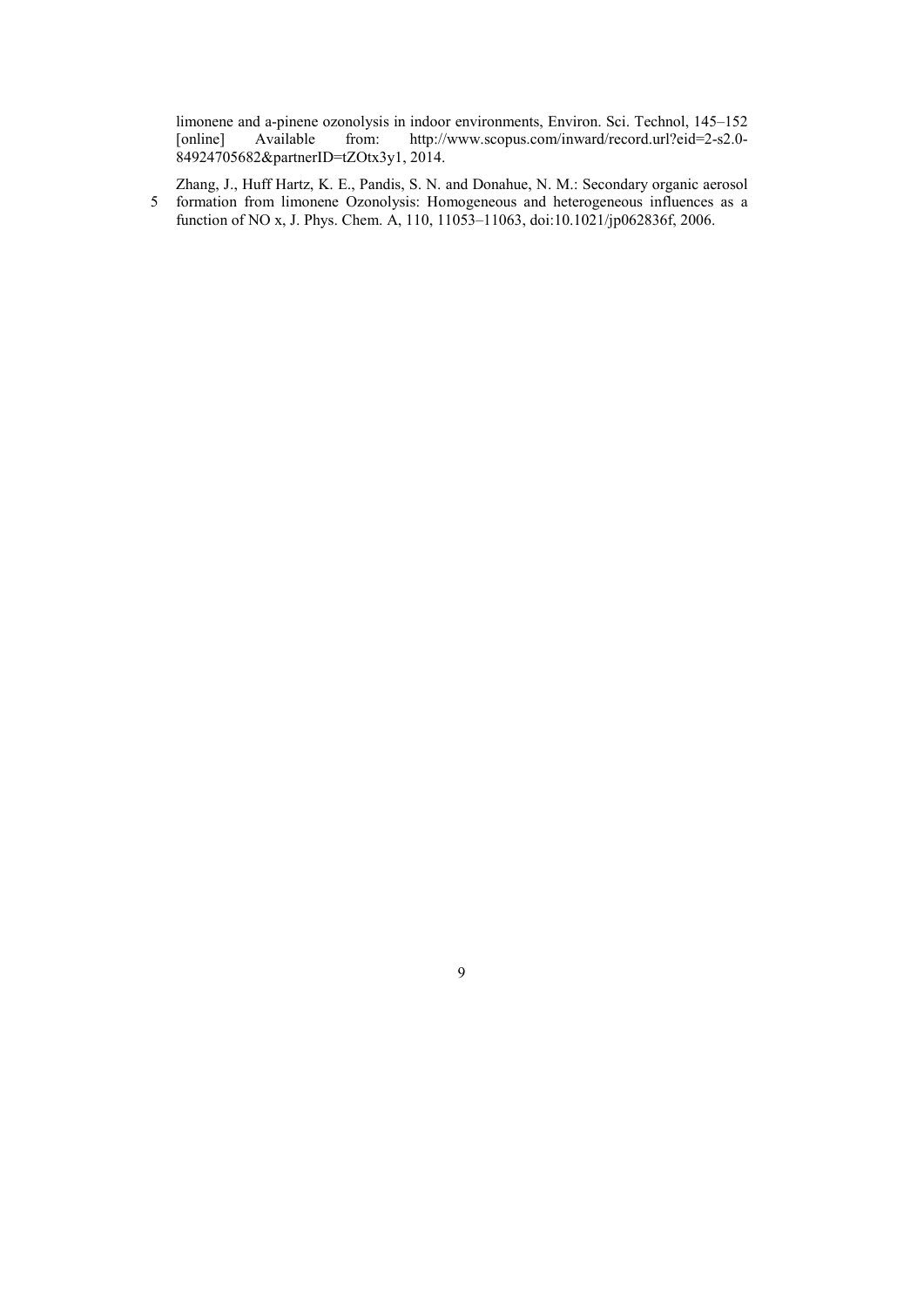limonene and a-pinene ozonolysis in indoor environments, Environ. Sci. Technol, 145–152 [online] Available from: http://www.scopus.com/inward/record.url?eid=2-s2.0-84924705682&partnerID=tZOtx3y1, 2014.

Zhang, J., Huff Hartz, K. E., Pandis, S. N. and Donahue, N. M.: Secondary organic aerosol formation from limonene Ozonolysis: Homogeneous and heterogeneous influences as a function of NO x, J. Phys. Chem. A, 110, 11053–11063, doi:10.1021/jp062836f, 2006.